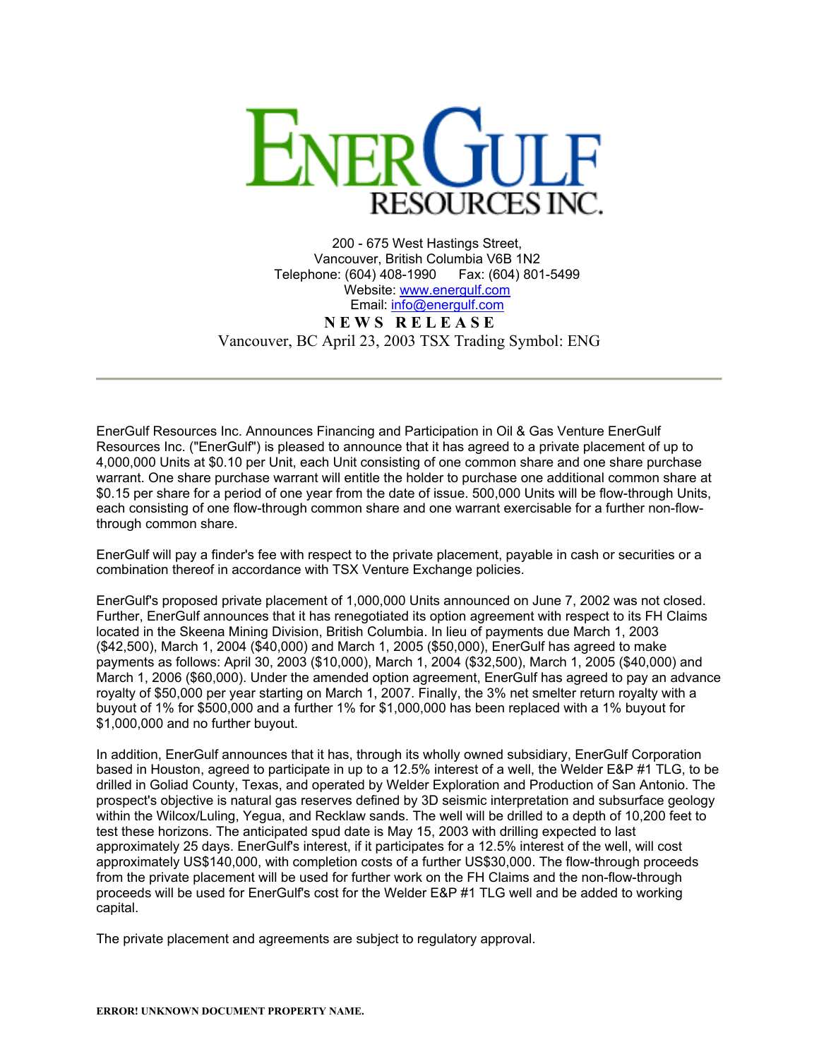# EnerGulf Resources Inc.

200 - 675 West Hastings Street,
Vancouver, British Columbia V6B 1N2
Telephone: (604) 408-1990 Fax: (604) 801-5499
Website: www.energulf.com
Email: info@energulf.com

**NEWS RELEASE**

Vancouver, BC April 23, 2003 TSX Trading Symbol: ENG

---

EnerGulf Resources Inc. Announces Financing and Participation in Oil & Gas Venture EnerGulf Resources Inc. ("EnerGulf") is pleased to announce that it has agreed to a private placement of up to 4,000,000 Units at $0.10 per Unit, each Unit consisting of one common share and one share purchase warrant. One share purchase warrant will entitle the holder to purchase one additional common share at $0.15 per share for a period of one year from the date of issue. 500,000 Units will be flow-through Units, each consisting of one flow-through common share and one warrant exercisable for a further non-flow-through common share.

EnerGulf will pay a finder's fee with respect to the private placement, payable in cash or securities or a combination thereof in accordance with TSX Venture Exchange policies.

EnerGulf's proposed private placement of 1,000,000 Units announced on June 7, 2002 was not closed. Further, EnerGulf announces that it has renegotiated its option agreement with respect to its FH Claims located in the Skeena Mining Division, British Columbia. In lieu of payments due March 1, 2003 ($42,500), March 1, 2004 ($40,000) and March 1, 2005 ($50,000), EnerGulf has agreed to make payments as follows: April 30, 2003 ($10,000), March 1, 2004 ($32,500), March 1, 2005 ($40,000) and March 1, 2006 ($60,000). Under the amended option agreement, EnerGulf has agreed to pay an advance royalty of $50,000 per year starting on March 1, 2007. Finally, the 3% net smelter return royalty with a buyout of 1% for $500,000 and a further 1% for $1,000,000 has been replaced with a 1% buyout for $1,000,000 and no further buyout.

In addition, EnerGulf announces that it has, through its wholly owned subsidiary, EnerGulf Corporation based in Houston, agreed to participate in up to a 12.5% interest of a well, the Welder E&P #1 TLG, to be drilled in Goliad County, Texas, and operated by Welder Exploration and Production of San Antonio. The prospect's objective is natural gas reserves defined by 3D seismic interpretation and subsurface geology within the Wilcox/Luling, Yegua, and Recklaw sands. The well will be drilled to a depth of 10,200 feet to test these horizons. The anticipated spud date is May 15, 2003 with drilling expected to last approximately 25 days. EnerGulf's interest, if it participates for a 12.5% interest of the well, will cost approximately US$140,000, with completion costs of a further US$30,000. The flow-through proceeds from the private placement will be used for further work on the FH Claims and the non-flow-through proceeds will be used for EnerGulf's cost for the Welder E&P #1 TLG well and be added to working capital.

The private placement and agreements are subject to regulatory approval.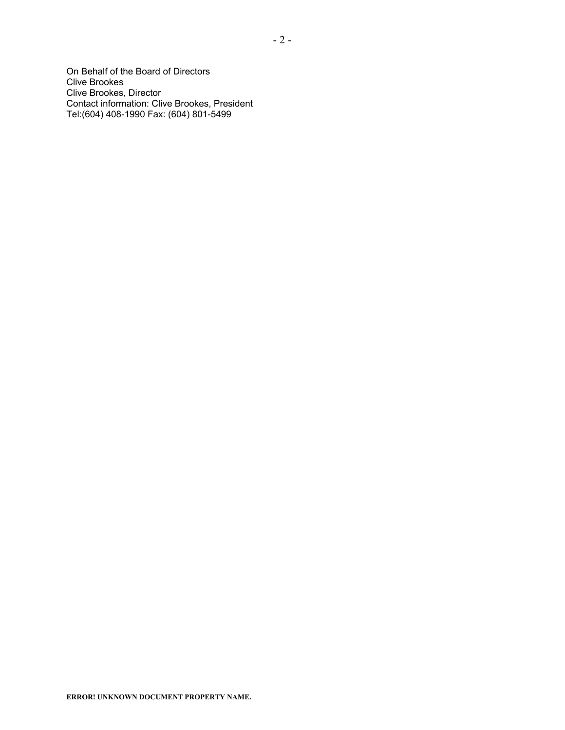On Behalf of the Board of Directors
Clive Brookes
Clive Brookes, Director
Contact information: Clive Brookes, President
Tel:(604) 408-1990 Fax: (604) 801-5499